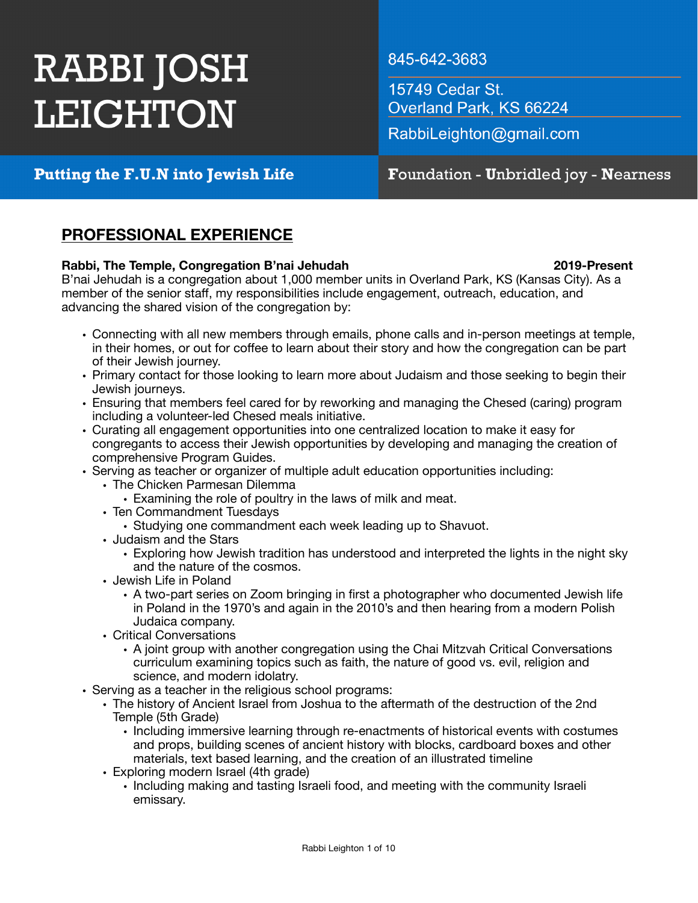# RABBI JOSH LEIGHTON

845-642-3683

15749 Cedar St.
Overland Park, KS 66224

RabbiLeighton@gmail.com

**Putting the F.U.N into Jewish Life**

**F**oundation - **U**nbridled joy - **N**earness

## PROFESSIONAL EXPERIENCE

**Rabbi, The Temple, Congregation B'nai Jehudah** **2019-Present**

B'nai Jehudah is a congregation about 1,000 member units in Overland Park, KS (Kansas City). As a member of the senior staff, my responsibilities include engagement, outreach, education, and advancing the shared vision of the congregation by:

- Connecting with all new members through emails, phone calls and in-person meetings at temple, in their homes, or out for coffee to learn about their story and how the congregation can be part of their Jewish journey.
- Primary contact for those looking to learn more about Judaism and those seeking to begin their Jewish journeys.
- Ensuring that members feel cared for by reworking and managing the Chesed (caring) program including a volunteer-led Chesed meals initiative.
- Curating all engagement opportunities into one centralized location to make it easy for congregants to access their Jewish opportunities by developing and managing the creation of comprehensive Program Guides.
- Serving as teacher or organizer of multiple adult education opportunities including:
  - The Chicken Parmesan Dilemma
    - Examining the role of poultry in the laws of milk and meat.
  - Ten Commandment Tuesdays
    - Studying one commandment each week leading up to Shavuot.
  - Judaism and the Stars
    - Exploring how Jewish tradition has understood and interpreted the lights in the night sky and the nature of the cosmos.
  - Jewish Life in Poland
    - A two-part series on Zoom bringing in first a photographer who documented Jewish life in Poland in the 1970's and again in the 2010's and then hearing from a modern Polish Judaica company.
  - Critical Conversations
    - A joint group with another congregation using the Chai Mitzvah Critical Conversations curriculum examining topics such as faith, the nature of good vs. evil, religion and science, and modern idolatry.
- Serving as a teacher in the religious school programs:
  - The history of Ancient Israel from Joshua to the aftermath of the destruction of the 2nd Temple (5th Grade)
    - Including immersive learning through re-enactments of historical events with costumes and props, building scenes of ancient history with blocks, cardboard boxes and other materials, text based learning, and the creation of an illustrated timeline
  - Exploring modern Israel (4th grade)
    - Including making and tasting Israeli food, and meeting with the community Israeli emissary.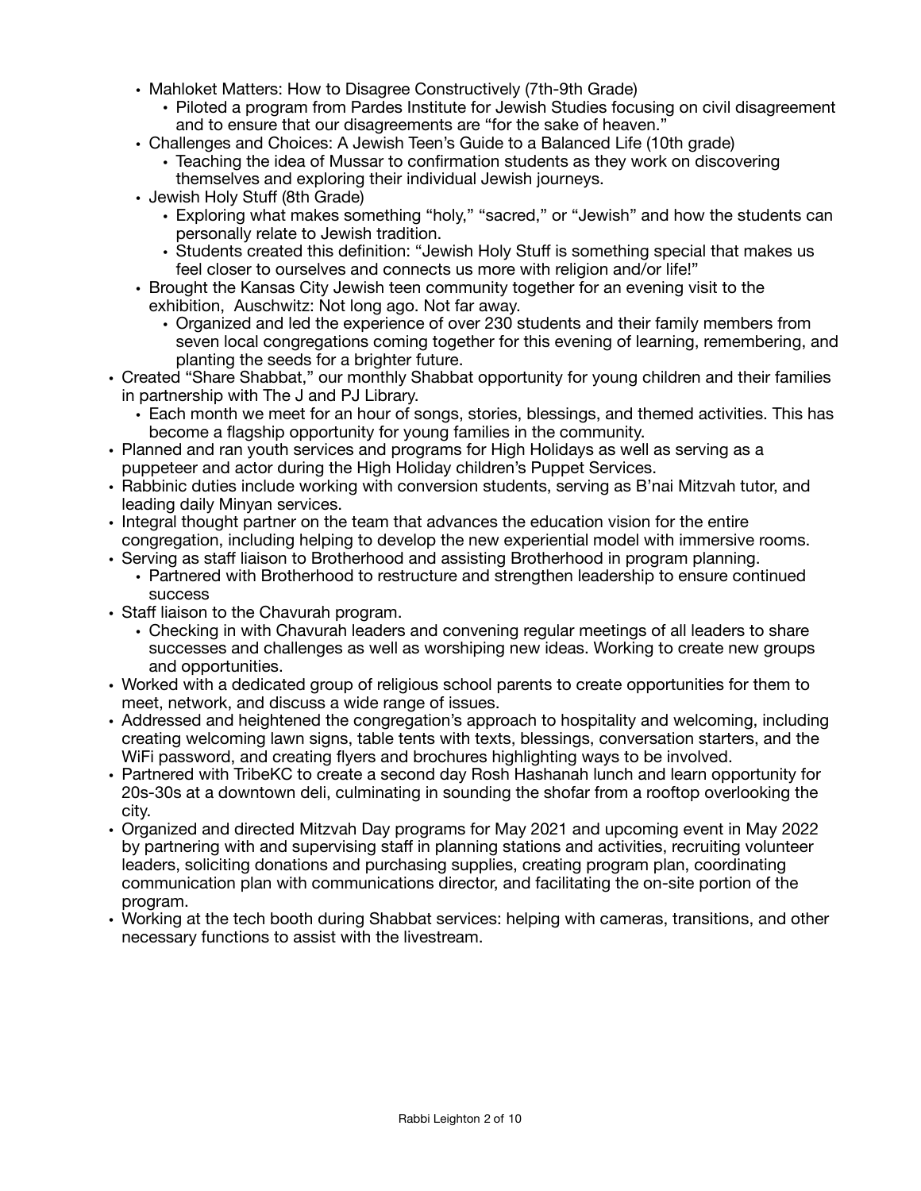- Mahloket Matters: How to Disagree Constructively (7th-9th Grade)
    - Piloted a program from Pardes Institute for Jewish Studies focusing on civil disagreement and to ensure that our disagreements are "for the sake of heaven."
- Challenges and Choices: A Jewish Teen's Guide to a Balanced Life (10th grade)
    - Teaching the idea of Mussar to confirmation students as they work on discovering themselves and exploring their individual Jewish journeys.
- Jewish Holy Stuff (8th Grade)
    - Exploring what makes something "holy," "sacred," or "Jewish" and how the students can personally relate to Jewish tradition.
    - Students created this definition: "Jewish Holy Stuff is something special that makes us feel closer to ourselves and connects us more with religion and/or life!"
- Brought the Kansas City Jewish teen community together for an evening visit to the exhibition,  Auschwitz: Not long ago. Not far away.
    - Organized and led the experience of over 230 students and their family members from seven local congregations coming together for this evening of learning, remembering, and planting the seeds for a brighter future.

- Created "Share Shabbat," our monthly Shabbat opportunity for young children and their families in partnership with The J and PJ Library.
    - Each month we meet for an hour of songs, stories, blessings, and themed activities. This has become a flagship opportunity for young families in the community.
- Planned and ran youth services and programs for High Holidays as well as serving as a puppeteer and actor during the High Holiday children's Puppet Services.
- Rabbinic duties include working with conversion students, serving as B'nai Mitzvah tutor, and leading daily Minyan services.
- Integral thought partner on the team that advances the education vision for the entire congregation, including helping to develop the new experiential model with immersive rooms.
- Serving as staff liaison to Brotherhood and assisting Brotherhood in program planning.
    - Partnered with Brotherhood to restructure and strengthen leadership to ensure continued success
- Staff liaison to the Chavurah program.
    - Checking in with Chavurah leaders and convening regular meetings of all leaders to share successes and challenges as well as worshiping new ideas. Working to create new groups and opportunities.
- Worked with a dedicated group of religious school parents to create opportunities for them to meet, network, and discuss a wide range of issues.
- Addressed and heightened the congregation's approach to hospitality and welcoming, including creating welcoming lawn signs, table tents with texts, blessings, conversation starters, and the WiFi password, and creating flyers and brochures highlighting ways to be involved.
- Partnered with TribeKC to create a second day Rosh Hashanah lunch and learn opportunity for 20s-30s at a downtown deli, culminating in sounding the shofar from a rooftop overlooking the city.
- Organized and directed Mitzvah Day programs for May 2021 and upcoming event in May 2022 by partnering with and supervising staff in planning stations and activities, recruiting volunteer leaders, soliciting donations and purchasing supplies, creating program plan, coordinating communication plan with communications director, and facilitating the on-site portion of the program.
- Working at the tech booth during Shabbat services: helping with cameras, transitions, and other necessary functions to assist with the livestream.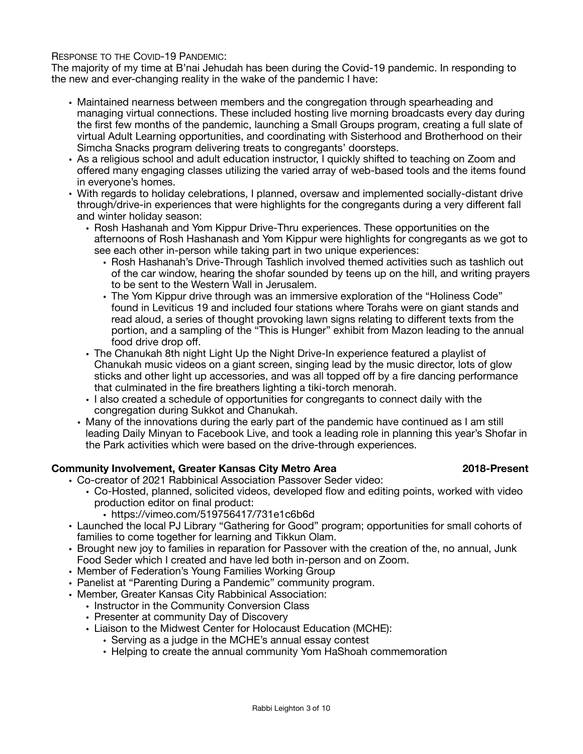Response to the Covid-19 Pandemic:

The majority of my time at B'nai Jehudah has been during the Covid-19 pandemic. In responding to the new and ever-changing reality in the wake of the pandemic I have:

- Maintained nearness between members and the congregation through spearheading and managing virtual connections. These included hosting live morning broadcasts every day during the first few months of the pandemic, launching a Small Groups program, creating a full slate of virtual Adult Learning opportunities, and coordinating with Sisterhood and Brotherhood on their Simcha Snacks program delivering treats to congregants' doorsteps.
- As a religious school and adult education instructor, I quickly shifted to teaching on Zoom and offered many engaging classes utilizing the varied array of web-based tools and the items found in everyone's homes.
- With regards to holiday celebrations, I planned, oversaw and implemented socially-distant drive through/drive-in experiences that were highlights for the congregants during a very different fall and winter holiday season:
  - Rosh Hashanah and Yom Kippur Drive-Thru experiences. These opportunities on the afternoons of Rosh Hashanash and Yom Kippur were highlights for congregants as we got to see each other in-person while taking part in two unique experiences:
    - Rosh Hashanah's Drive-Through Tashlich involved themed activities such as tashlich out of the car window, hearing the shofar sounded by teens up on the hill, and writing prayers to be sent to the Western Wall in Jerusalem.
    - The Yom Kippur drive through was an immersive exploration of the "Holiness Code" found in Leviticus 19 and included four stations where Torahs were on giant stands and read aloud, a series of thought provoking lawn signs relating to different texts from the portion, and a sampling of the "This is Hunger" exhibit from Mazon leading to the annual food drive drop off.
  - The Chanukah 8th night Light Up the Night Drive-In experience featured a playlist of Chanukah music videos on a giant screen, singing lead by the music director, lots of glow sticks and other light up accessories, and was all topped off by a fire dancing performance that culminated in the fire breathers lighting a tiki-torch menorah.
  - I also created a schedule of opportunities for congregants to connect daily with the congregation during Sukkot and Chanukah.
  - Many of the innovations during the early part of the pandemic have continued as I am still leading Daily Minyan to Facebook Live, and took a leading role in planning this year's Shofar in the Park activities which were based on the drive-through experiences.

**Community Involvement, Greater Kansas City Metro Area** **2018-Present**

- Co-creator of 2021 Rabbinical Association Passover Seder video:
  - Co-Hosted, planned, solicited videos, developed flow and editing points, worked with video production editor on final product:
    - https://vimeo.com/519756417/731e1c6b6d
- Launched the local PJ Library "Gathering for Good" program; opportunities for small cohorts of families to come together for learning and Tikkun Olam.
- Brought new joy to families in reparation for Passover with the creation of the, no annual, Junk Food Seder which I created and have led both in-person and on Zoom.
- Member of Federation's Young Families Working Group
- Panelist at "Parenting During a Pandemic" community program.
- Member, Greater Kansas City Rabbinical Association:
  - Instructor in the Community Conversion Class
  - Presenter at community Day of Discovery
  - Liaison to the Midwest Center for Holocaust Education (MCHE):
    - Serving as a judge in the MCHE's annual essay contest
    - Helping to create the annual community Yom HaShoah commemoration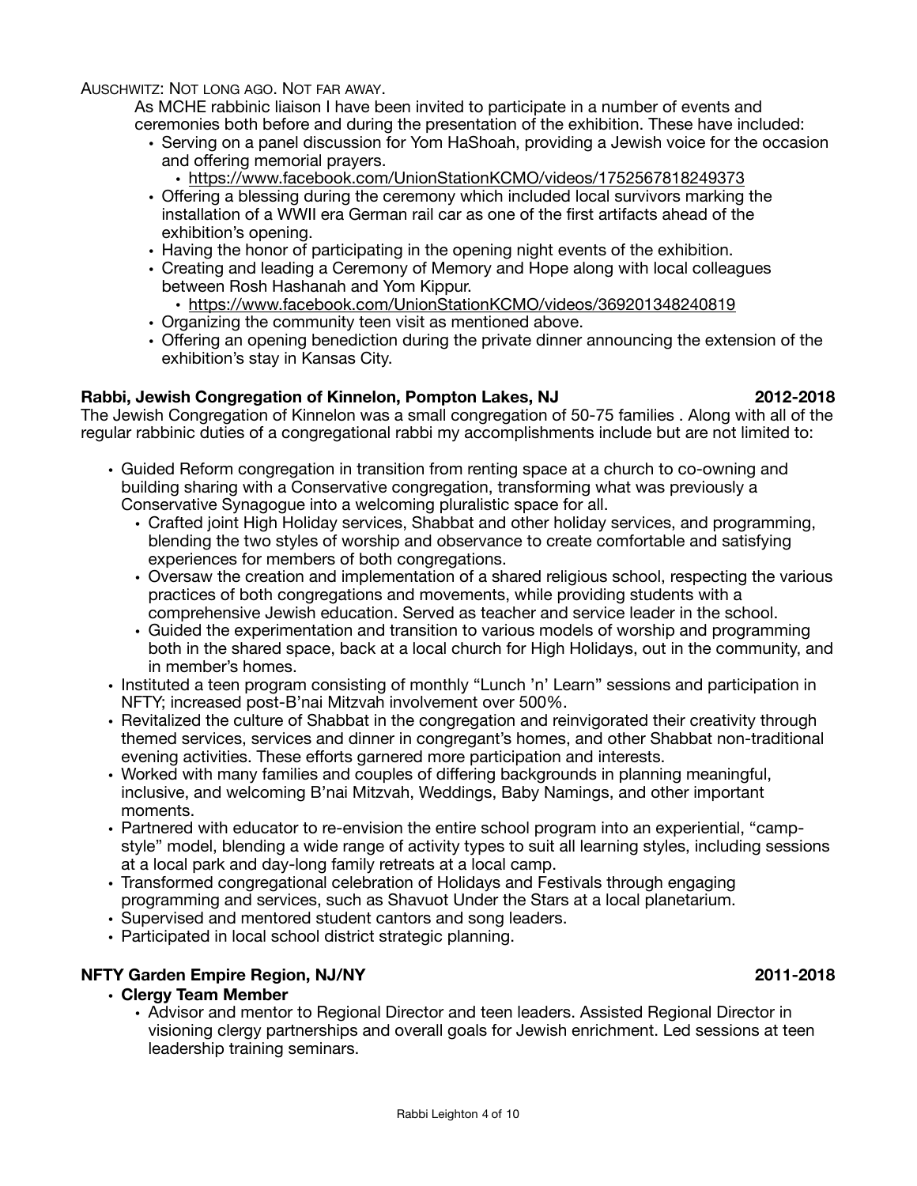AUSCHWITZ: NOT LONG AGO. NOT FAR AWAY.

As MCHE rabbinic liaison I have been invited to participate in a number of events and ceremonies both before and during the presentation of the exhibition. These have included:

- Serving on a panel discussion for Yom HaShoah, providing a Jewish voice for the occasion and offering memorial prayers.
  - https://www.facebook.com/UnionStationKCMO/videos/1752567818249373
- Offering a blessing during the ceremony which included local survivors marking the installation of a WWII era German rail car as one of the first artifacts ahead of the exhibition's opening.
- Having the honor of participating in the opening night events of the exhibition.
- Creating and leading a Ceremony of Memory and Hope along with local colleagues between Rosh Hashanah and Yom Kippur.
  - https://www.facebook.com/UnionStationKCMO/videos/369201348240819
- Organizing the community teen visit as mentioned above.
- Offering an opening benediction during the private dinner announcing the extension of the exhibition's stay in Kansas City.

**Rabbi, Jewish Congregation of Kinnelon, Pompton Lakes, NJ** **2012-2018**

The Jewish Congregation of Kinnelon was a small congregation of 50-75 families . Along with all of the regular rabbinic duties of a congregational rabbi my accomplishments include but are not limited to:

- Guided Reform congregation in transition from renting space at a church to co-owning and building sharing with a Conservative congregation, transforming what was previously a Conservative Synagogue into a welcoming pluralistic space for all.
  - Crafted joint High Holiday services, Shabbat and other holiday services, and programming, blending the two styles of worship and observance to create comfortable and satisfying experiences for members of both congregations.
  - Oversaw the creation and implementation of a shared religious school, respecting the various practices of both congregations and movements, while providing students with a comprehensive Jewish education. Served as teacher and service leader in the school.
  - Guided the experimentation and transition to various models of worship and programming both in the shared space, back at a local church for High Holidays, out in the community, and in member's homes.
- Instituted a teen program consisting of monthly "Lunch 'n' Learn" sessions and participation in NFTY; increased post-B'nai Mitzvah involvement over 500%.
- Revitalized the culture of Shabbat in the congregation and reinvigorated their creativity through themed services, services and dinner in congregant's homes, and other Shabbat non-traditional evening activities. These efforts garnered more participation and interests.
- Worked with many families and couples of differing backgrounds in planning meaningful, inclusive, and welcoming B'nai Mitzvah, Weddings, Baby Namings, and other important moments.
- Partnered with educator to re-envision the entire school program into an experiential, "camp-style" model, blending a wide range of activity types to suit all learning styles, including sessions at a local park and day-long family retreats at a local camp.
- Transformed congregational celebration of Holidays and Festivals through engaging programming and services, such as Shavuot Under the Stars at a local planetarium.
- Supervised and mentored student cantors and song leaders.
- Participated in local school district strategic planning.

**NFTY Garden Empire Region, NJ/NY** **2011-2018**

- **Clergy Team Member**
  - Advisor and mentor to Regional Director and teen leaders. Assisted Regional Director in visioning clergy partnerships and overall goals for Jewish enrichment. Led sessions at teen leadership training seminars.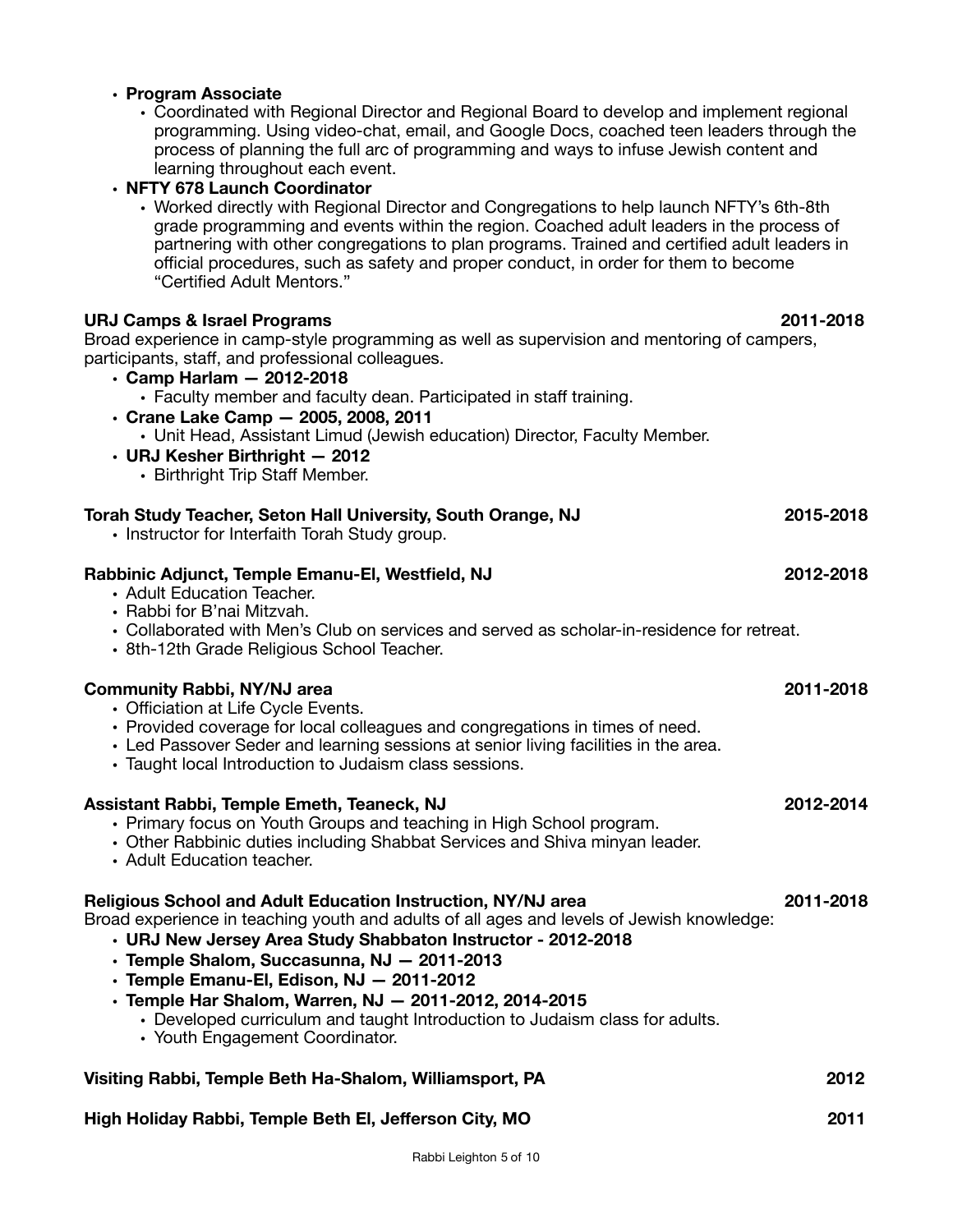- **Program Associate**
  - Coordinated with Regional Director and Regional Board to develop and implement regional programming. Using video-chat, email, and Google Docs, coached teen leaders through the process of planning the full arc of programming and ways to infuse Jewish content and learning throughout each event.
- **NFTY 678 Launch Coordinator**
  - Worked directly with Regional Director and Congregations to help launch NFTY's 6th-8th grade programming and events within the region. Coached adult leaders in the process of partnering with other congregations to plan programs. Trained and certified adult leaders in official procedures, such as safety and proper conduct, in order for them to become "Certified Adult Mentors."

**URJ Camps & Israel Programs** **2011-2018**

Broad experience in camp-style programming as well as supervision and mentoring of campers, participants, staff, and professional colleagues.

- **Camp Harlam — 2012-2018**
  - Faculty member and faculty dean. Participated in staff training.
- **Crane Lake Camp — 2005, 2008, 2011**
  - Unit Head, Assistant Limud (Jewish education) Director, Faculty Member.
- **URJ Kesher Birthright — 2012**
  - Birthright Trip Staff Member.

**Torah Study Teacher, Seton Hall University, South Orange, NJ** **2015-2018**

- Instructor for Interfaith Torah Study group.

**Rabbinic Adjunct, Temple Emanu-El, Westfield, NJ** **2012-2018**

- Adult Education Teacher.
- Rabbi for B'nai Mitzvah.
- Collaborated with Men's Club on services and served as scholar-in-residence for retreat.
- 8th-12th Grade Religious School Teacher.

**Community Rabbi, NY/NJ area** **2011-2018**

- Officiation at Life Cycle Events.
- Provided coverage for local colleagues and congregations in times of need.
- Led Passover Seder and learning sessions at senior living facilities in the area.
- Taught local Introduction to Judaism class sessions.

**Assistant Rabbi, Temple Emeth, Teaneck, NJ** **2012-2014**

- Primary focus on Youth Groups and teaching in High School program.
- Other Rabbinic duties including Shabbat Services and Shiva minyan leader.
- Adult Education teacher.

**Religious School and Adult Education Instruction, NY/NJ area** **2011-2018**

Broad experience in teaching youth and adults of all ages and levels of Jewish knowledge:

- **URJ New Jersey Area Study Shabbaton Instructor - 2012-2018**
- **Temple Shalom, Succasunna, NJ — 2011-2013**
- **Temple Emanu-El, Edison, NJ — 2011-2012**
- **Temple Har Shalom, Warren, NJ — 2011-2012, 2014-2015**
  - Developed curriculum and taught Introduction to Judaism class for adults.
  - Youth Engagement Coordinator.

**Visiting Rabbi, Temple Beth Ha-Shalom, Williamsport, PA** **2012**

**High Holiday Rabbi, Temple Beth El, Jefferson City, MO** **2011**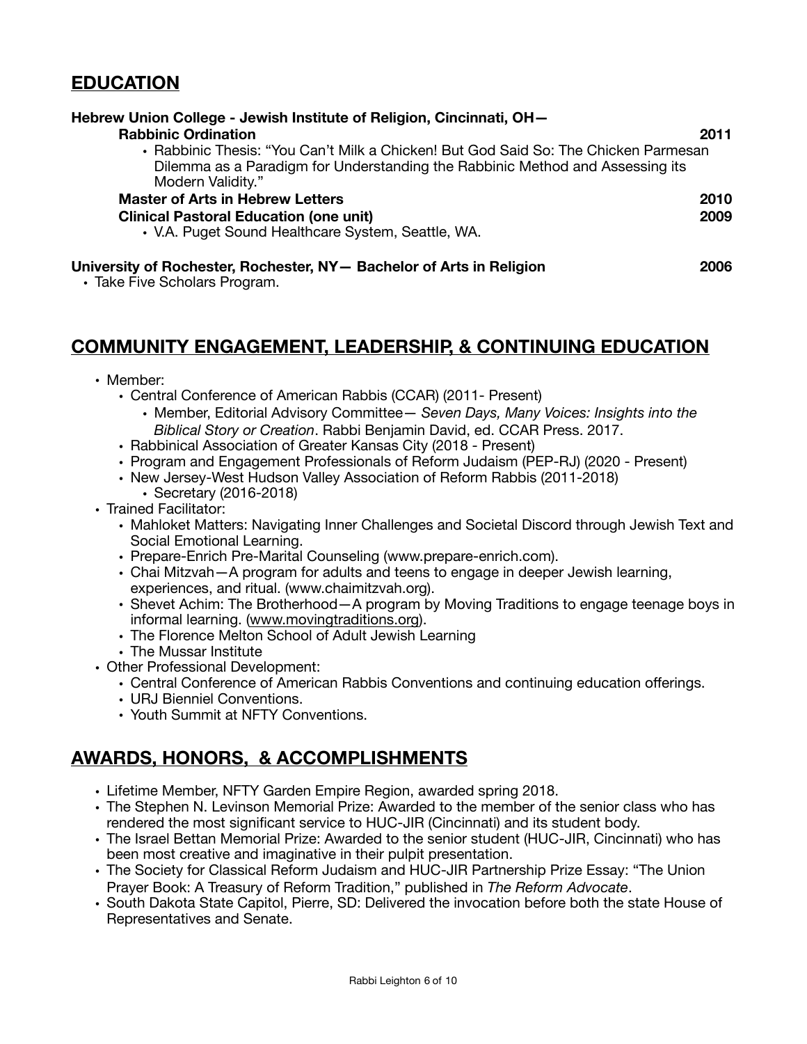## EDUCATION

**Hebrew Union College - Jewish Institute of Religion, Cincinnati, OH—**

**Rabbinic Ordination** **2011**

- Rabbinic Thesis: "You Can't Milk a Chicken! But God Said So: The Chicken Parmesan Dilemma as a Paradigm for Understanding the Rabbinic Method and Assessing its Modern Validity."

**Master of Arts in Hebrew Letters** **2010**

**Clinical Pastoral Education (one unit)** **2009**

- V.A. Puget Sound Healthcare System, Seattle, WA.

**University of Rochester, Rochester, NY— Bachelor of Arts in Religion** **2006**

- Take Five Scholars Program.

## COMMUNITY ENGAGEMENT, LEADERSHIP, & CONTINUING EDUCATION

- Member:
  - Central Conference of American Rabbis (CCAR) (2011- Present)
    - Member, Editorial Advisory Committee— *Seven Days, Many Voices: Insights into the Biblical Story or Creation*. Rabbi Benjamin David, ed. CCAR Press. 2017.
  - Rabbinical Association of Greater Kansas City (2018 - Present)
  - Program and Engagement Professionals of Reform Judaism (PEP-RJ) (2020 - Present)
  - New Jersey-West Hudson Valley Association of Reform Rabbis (2011-2018)
    - Secretary (2016-2018)
- Trained Facilitator:
  - Mahloket Matters: Navigating Inner Challenges and Societal Discord through Jewish Text and Social Emotional Learning.
  - Prepare-Enrich Pre-Marital Counseling (www.prepare-enrich.com).
  - Chai Mitzvah—A program for adults and teens to engage in deeper Jewish learning, experiences, and ritual. (www.chaimitzvah.org).
  - Shevet Achim: The Brotherhood—A program by Moving Traditions to engage teenage boys in informal learning. (www.movingtraditions.org).
  - The Florence Melton School of Adult Jewish Learning
  - The Mussar Institute
- Other Professional Development:
  - Central Conference of American Rabbis Conventions and continuing education offerings.
  - URJ Bienniel Conventions.
  - Youth Summit at NFTY Conventions.

## AWARDS, HONORS, & ACCOMPLISHMENTS

- Lifetime Member, NFTY Garden Empire Region, awarded spring 2018.
- The Stephen N. Levinson Memorial Prize: Awarded to the member of the senior class who has rendered the most significant service to HUC-JIR (Cincinnati) and its student body.
- The Israel Bettan Memorial Prize: Awarded to the senior student (HUC-JIR, Cincinnati) who has been most creative and imaginative in their pulpit presentation.
- The Society for Classical Reform Judaism and HUC-JIR Partnership Prize Essay: "The Union Prayer Book: A Treasury of Reform Tradition," published in *The Reform Advocate*.
- South Dakota State Capitol, Pierre, SD: Delivered the invocation before both the state House of Representatives and Senate.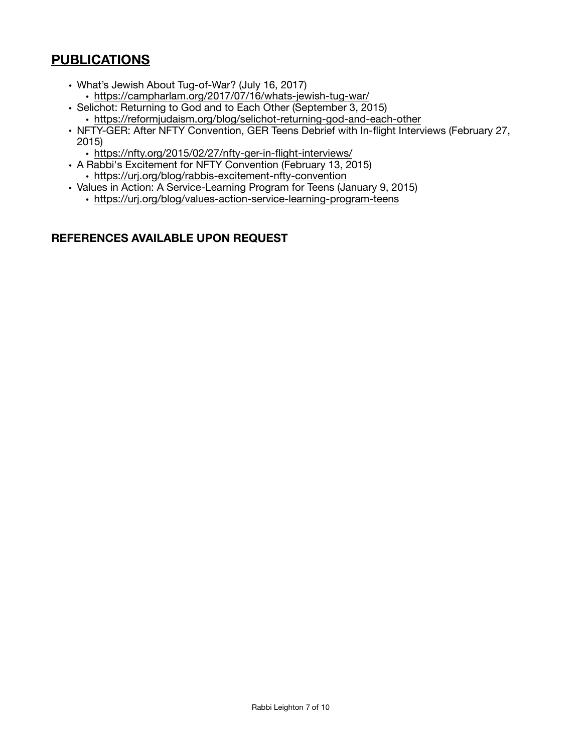## PUBLICATIONS

- What's Jewish About Tug-of-War? (July 16, 2017)
  - https://campharlam.org/2017/07/16/whats-jewish-tug-war/
- Selichot: Returning to God and to Each Other (September 3, 2015)
  - https://reformjudaism.org/blog/selichot-returning-god-and-each-other
- NFTY-GER: After NFTY Convention, GER Teens Debrief with In-flight Interviews (February 27, 2015)
  - https://nfty.org/2015/02/27/nfty-ger-in-flight-interviews/
- A Rabbi's Excitement for NFTY Convention (February 13, 2015)
  - https://urj.org/blog/rabbis-excitement-nfty-convention
- Values in Action: A Service-Learning Program for Teens (January 9, 2015)
  - https://urj.org/blog/values-action-service-learning-program-teens

**REFERENCES AVAILABLE UPON REQUEST**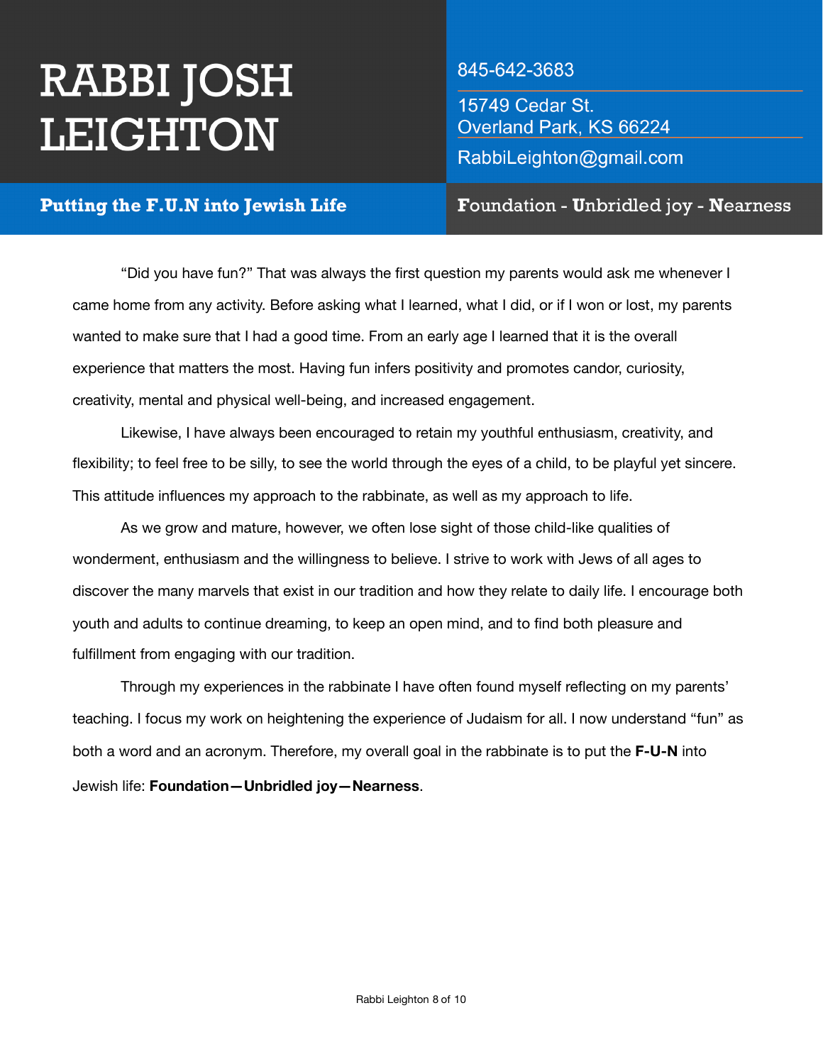# RABBI JOSH LEIGHTON

845-642-3683

15749 Cedar St.
Overland Park, KS 66224

RabbiLeighton@gmail.com

**Putting the F.U.N into Jewish Life**

**F**oundation - **U**nbridled joy - **N**earness

"Did you have fun?" That was always the first question my parents would ask me whenever I came home from any activity. Before asking what I learned, what I did, or if I won or lost, my parents wanted to make sure that I had a good time. From an early age I learned that it is the overall experience that matters the most. Having fun infers positivity and promotes candor, curiosity, creativity, mental and physical well-being, and increased engagement.

Likewise, I have always been encouraged to retain my youthful enthusiasm, creativity, and flexibility; to feel free to be silly, to see the world through the eyes of a child, to be playful yet sincere. This attitude influences my approach to the rabbinate, as well as my approach to life.

As we grow and mature, however, we often lose sight of those child-like qualities of wonderment, enthusiasm and the willingness to believe. I strive to work with Jews of all ages to discover the many marvels that exist in our tradition and how they relate to daily life. I encourage both youth and adults to continue dreaming, to keep an open mind, and to find both pleasure and fulfillment from engaging with our tradition.

Through my experiences in the rabbinate I have often found myself reflecting on my parents' teaching. I focus my work on heightening the experience of Judaism for all. I now understand "fun" as both a word and an acronym. Therefore, my overall goal in the rabbinate is to put the **F-U-N** into Jewish life: **Foundation—Unbridled joy—Nearness**.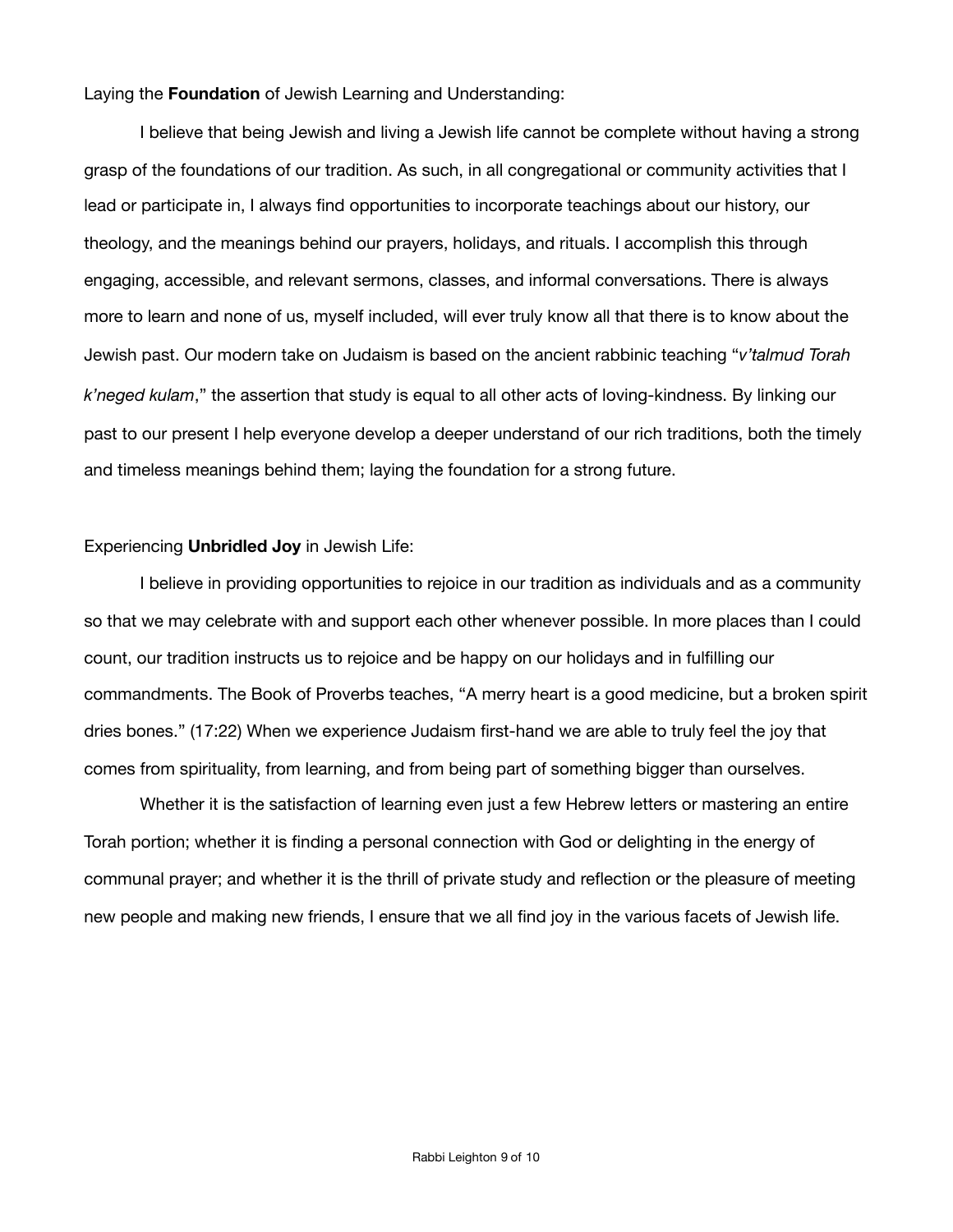Laying the **Foundation** of Jewish Learning and Understanding:

I believe that being Jewish and living a Jewish life cannot be complete without having a strong grasp of the foundations of our tradition. As such, in all congregational or community activities that I lead or participate in, I always find opportunities to incorporate teachings about our history, our theology, and the meanings behind our prayers, holidays, and rituals. I accomplish this through engaging, accessible, and relevant sermons, classes, and informal conversations. There is always more to learn and none of us, myself included, will ever truly know all that there is to know about the Jewish past. Our modern take on Judaism is based on the ancient rabbinic teaching "*v'talmud Torah k'neged kulam*," the assertion that study is equal to all other acts of loving-kindness. By linking our past to our present I help everyone develop a deeper understand of our rich traditions, both the timely and timeless meanings behind them; laying the foundation for a strong future.

Experiencing **Unbridled Joy** in Jewish Life:

I believe in providing opportunities to rejoice in our tradition as individuals and as a community so that we may celebrate with and support each other whenever possible. In more places than I could count, our tradition instructs us to rejoice and be happy on our holidays and in fulfilling our commandments. The Book of Proverbs teaches, "A merry heart is a good medicine, but a broken spirit dries bones." (17:22) When we experience Judaism first-hand we are able to truly feel the joy that comes from spirituality, from learning, and from being part of something bigger than ourselves.

Whether it is the satisfaction of learning even just a few Hebrew letters or mastering an entire Torah portion; whether it is finding a personal connection with God or delighting in the energy of communal prayer; and whether it is the thrill of private study and reflection or the pleasure of meeting new people and making new friends, I ensure that we all find joy in the various facets of Jewish life.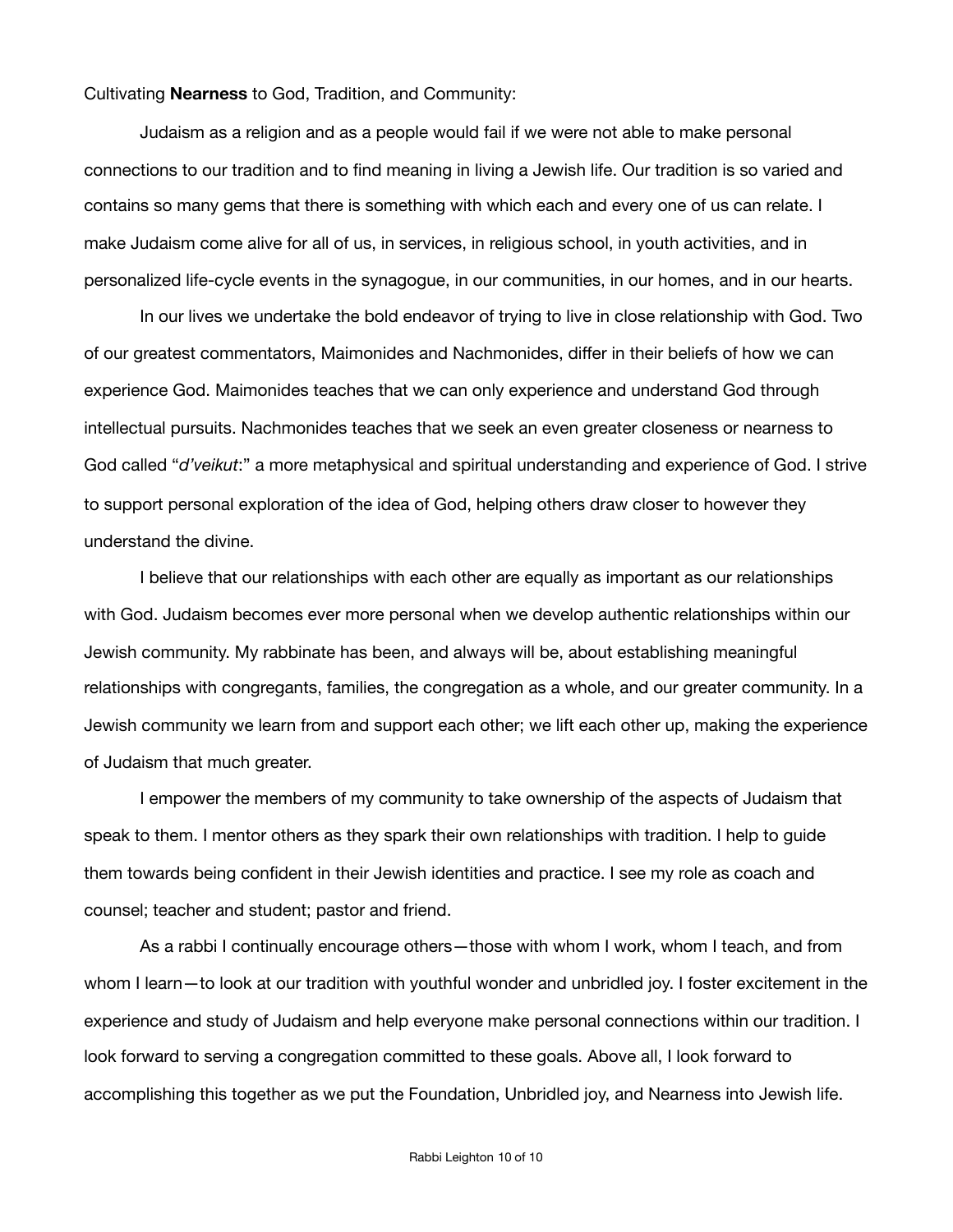Cultivating **Nearness** to God, Tradition, and Community:

Judaism as a religion and as a people would fail if we were not able to make personal connections to our tradition and to find meaning in living a Jewish life. Our tradition is so varied and contains so many gems that there is something with which each and every one of us can relate. I make Judaism come alive for all of us, in services, in religious school, in youth activities, and in personalized life-cycle events in the synagogue, in our communities, in our homes, and in our hearts.

In our lives we undertake the bold endeavor of trying to live in close relationship with God. Two of our greatest commentators, Maimonides and Nachmonides, differ in their beliefs of how we can experience God. Maimonides teaches that we can only experience and understand God through intellectual pursuits. Nachmonides teaches that we seek an even greater closeness or nearness to God called "*d'veikut*:" a more metaphysical and spiritual understanding and experience of God. I strive to support personal exploration of the idea of God, helping others draw closer to however they understand the divine.

I believe that our relationships with each other are equally as important as our relationships with God. Judaism becomes ever more personal when we develop authentic relationships within our Jewish community. My rabbinate has been, and always will be, about establishing meaningful relationships with congregants, families, the congregation as a whole, and our greater community. In a Jewish community we learn from and support each other; we lift each other up, making the experience of Judaism that much greater.

I empower the members of my community to take ownership of the aspects of Judaism that speak to them. I mentor others as they spark their own relationships with tradition. I help to guide them towards being confident in their Jewish identities and practice. I see my role as coach and counsel; teacher and student; pastor and friend.

As a rabbi I continually encourage others—those with whom I work, whom I teach, and from whom I learn—to look at our tradition with youthful wonder and unbridled joy. I foster excitement in the experience and study of Judaism and help everyone make personal connections within our tradition. I look forward to serving a congregation committed to these goals. Above all, I look forward to accomplishing this together as we put the Foundation, Unbridled joy, and Nearness into Jewish life.